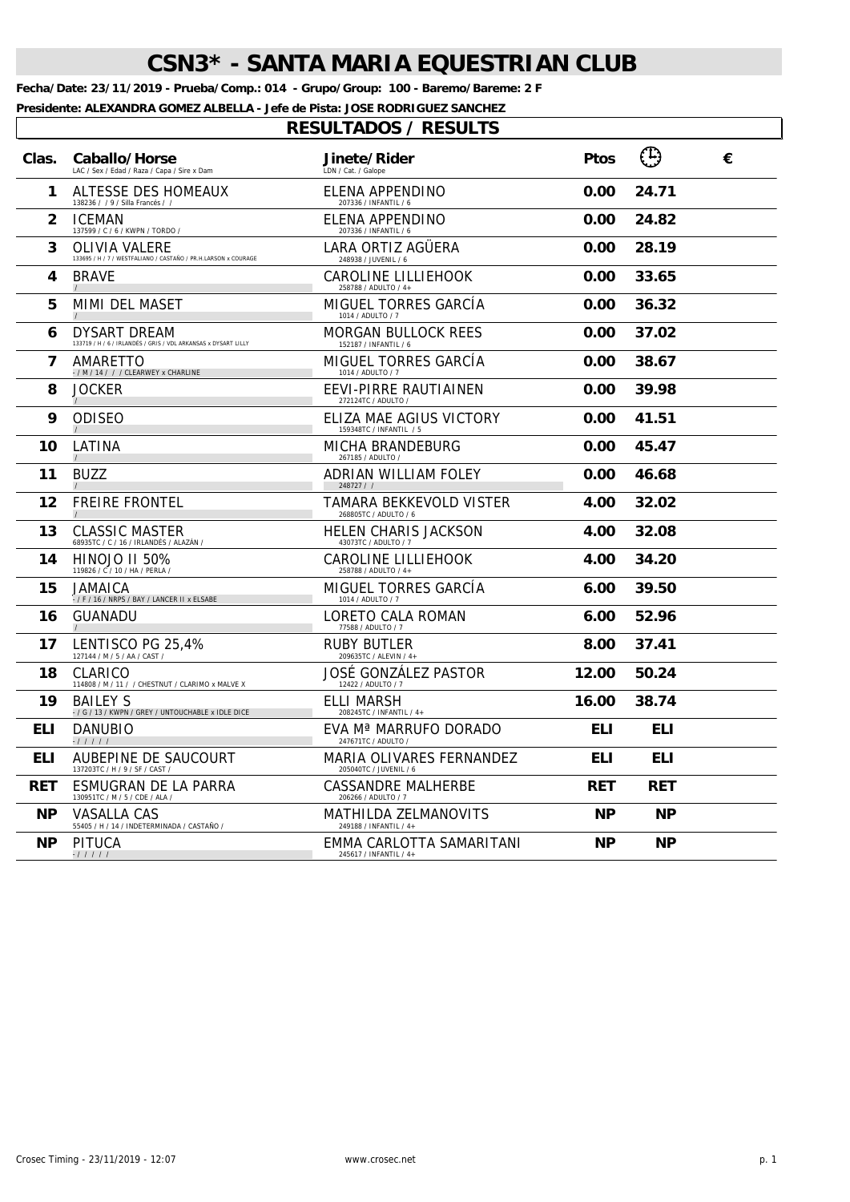# CSN3* - SANTA MARIA EQUESTRIAN CLUB

**Fecha/Date: 23/11/2019 - Prueba/Comp.: 014 - Grupo/Group: 100 - Baremo/Bareme: 2 F**

**Presidente: ALEXANDRA GOMEZ ALBELLA - Jefe de Pista: JOSE RODRIGUEZ SANCHEZ**

## RESULTADOS / RESULTS

| Clas. | Caballo/Horse<br>LAC / Sex / Edad / Raza / Capa / Sire x Dam | Jinete/Rider<br>LDN / Cat. / Galope | Ptos | ⏱ | € |
|---|---|---|---|---|---|
| 1 | ALTESSE DES HOMEAUX<br>138236 / / 9 / Silla Francés / / | ELENA APPENDINO<br>207336 / INFANTIL / 6 | 0.00 | 24.71 | |
| 2 | ICEMAN<br>137599 / C / 6 / KWPN / TORDO / | ELENA APPENDINO<br>207336 / INFANTIL / 6 | 0.00 | 24.82 | |
| 3 | OLIVIA VALERE<br>133695 / H / 7 / WESTFALIANO / CASTAÑO / PR.H.LARSON x COURAGE | LARA ORTIZ AGÜERA<br>248938 / JUVENIL / 6 | 0.00 | 28.19 | |
| 4 | BRAVE<br>/ | CAROLINE LILLIEHOOK<br>258788 / ADULTO / 4+ | 0.00 | 33.65 | |
| 5 | MIMI DEL MASET<br>/ | MIGUEL TORRES GARCÍA<br>1014 / ADULTO / 7 | 0.00 | 36.32 | |
| 6 | DYSART DREAM<br>133719 / H / 6 / IRLANDÉS / GRIS / VDL ARKANSAS x DYSART LILLY | MORGAN BULLOCK REES<br>152187 / INFANTIL / 6 | 0.00 | 37.02 | |
| 7 | AMARETTO<br>- / M / 14 / / / CLEARWEY x CHARLINE | MIGUEL TORRES GARCÍA<br>1014 / ADULTO / 7 | 0.00 | 38.67 | |
| 8 | JOCKER<br>/ | EEVI-PIRRE RAUTIAINEN<br>272124TC / ADULTO / | 0.00 | 39.98 | |
| 9 | ODISEO<br>/ | ELIZA MAE AGIUS VICTORY<br>159348TC / INFANTIL / 5 | 0.00 | 41.51 | |
| 10 | LATINA<br>/ | MICHA BRANDEBURG<br>267185 / ADULTO / | 0.00 | 45.47 | |
| 11 | BUZZ<br>/ | ADRIAN WILLIAM FOLEY<br>248727 / / | 0.00 | 46.68 | |
| 12 | FREIRE FRONTEL<br>/ | TAMARA BEKKEVOLD VISTER<br>268805TC / ADULTO / 6 | 4.00 | 32.02 | |
| 13 | CLASSIC MASTER<br>68935TC / C / 16 / IRLANDÉS / ALAZÁN / | HELEN CHARIS JACKSON<br>43073TC / ADULTO / 7 | 4.00 | 32.08 | |
| 14 | HINOJO II 50%<br>119826 / C / 10 / HA / PERLA / | CAROLINE LILLIEHOOK<br>258788 / ADULTO / 4+ | 4.00 | 34.20 | |
| 15 | JAMAICA<br>- / F / 16 / NRPS / BAY / LANCER II x ELSABE | MIGUEL TORRES GARCÍA<br>1014 / ADULTO / 7 | 6.00 | 39.50 | |
| 16 | GUANADU<br>/ | LORETO CALA ROMAN<br>77588 / ADULTO / 7 | 6.00 | 52.96 | |
| 17 | LENTISCO PG 25,4%<br>127144 / M / 5 / AA / CAST / | RUBY BUTLER<br>209635TC / ALEVIN / 4+ | 8.00 | 37.41 | |
| 18 | CLARICO<br>114808 / M / 11 / / CHESTNUT / CLARIMO x MALVE X | JOSÉ GONZÁLEZ PASTOR<br>12422 / ADULTO / 7 | 12.00 | 50.24 | |
| 19 | BAILEY S<br>- / G / 13 / KWPN / GREY / UNTOUCHABLE x IDLE DICE | ELLI MARSH<br>208245TC / INFANTIL / 4+ | 16.00 | 38.74 | |
| ELI | DANUBIO<br>- / / / / / | EVA Mª MARRUFO DORADO<br>247671TC / ADULTO / | ELI | ELI | |
| ELI | AUBEPINE DE SAUCOURT<br>137203TC / H / 9 / SF / CAST / | MARIA OLIVARES FERNANDEZ<br>205040TC / JUVENIL / 6 | ELI | ELI | |
| RET | ESMUGRAN DE LA PARRA<br>130951TC / M / 5 / CDE / ALA / | CASSANDRE MALHERBE<br>206266 / ADULTO / 7 | RET | RET | |
| NP | VASALLA CAS<br>55405 / H / 14 / INDETERMINADA / CASTAÑO / | MATHILDA ZELMANOVITS<br>249188 / INFANTIL / 4+ | NP | NP | |
| NP | PITUCA<br>- / / / / / | EMMA CARLOTTA SAMARITANI<br>245617 / INFANTIL / 4+ | NP | NP | |

Crosec Timing - 23/11/2019 - 12:07 www.crosec.net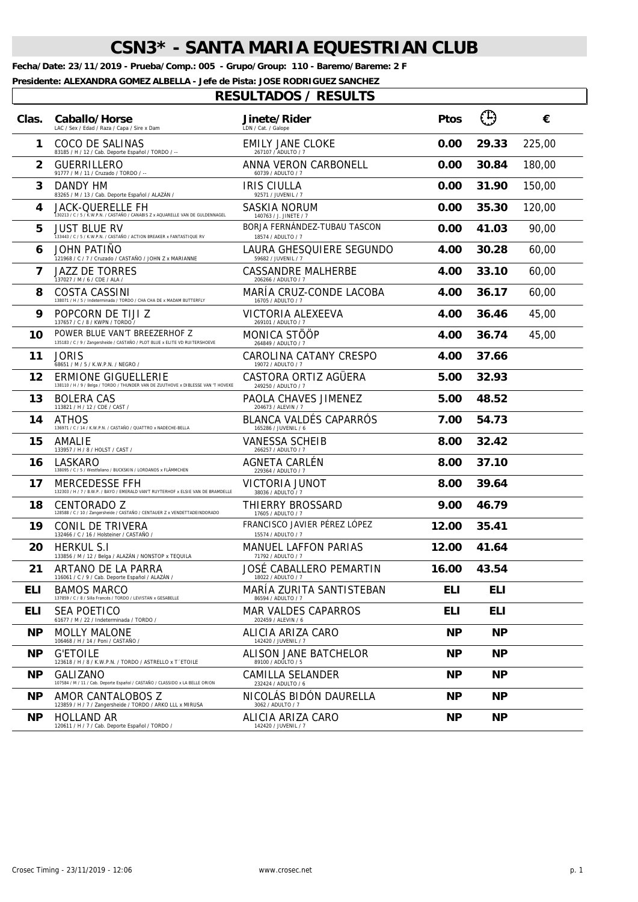# CSN3* - SANTA MARIA EQUESTRIAN CLUB

**Fecha/Date: 23/11/2019 - Prueba/Comp.: 005 - Grupo/Group: 110 - Baremo/Bareme: 2 F**

**Presidente: ALEXANDRA GOMEZ ALBELLA - Jefe de Pista: JOSE RODRIGUEZ SANCHEZ**

## RESULTADOS / RESULTS

| Clas. | Caballo/Horse<br>LAC / Sex / Edad / Raza / Capa / Sire x Dam | Jinete/Rider<br>LDN / Cat. / Galope | Ptos | ⏱ | € |
|---|---|---|---|---|---|
| 1 | COCO DE SALINAS<br>83185 / H / 12 / Cab. Deporte Español / TORDO / -- | EMILY JANE CLOKE<br>267107 / ADULTO / 7 | 0.00 | 29.33 | 225,00 |
| 2 | GUERRILLERO<br>91777 / M / 11 / Cruzado / TORDO / -- | ANNA VERON CARBONELL<br>60739 / ADULTO / 7 | 0.00 | 30.84 | 180,00 |
| 3 | DANDY HM<br>83265 / M / 13 / Cab. Deporte Español / ALAZÁN / | IRIS CIULLA<br>92571 / JUVENIL / 7 | 0.00 | 31.90 | 150,00 |
| 4 | JACK-QUERELLE FH<br>130213 / C / 5 / K.W.P.N. / CASTAÑO / CANABIS Z x AQUARELLE VAN DE GULDENNAGEL | SASKIA NORUM<br>140763 / J. JINETE / 7 | 0.00 | 35.30 | 120,00 |
| 5 | JUST BLUE RV<br>133443 / C / 5 / K.W.P.N. / CASTAÑO / ACTION BREAKER x FANTASTIQUE RV | BORJA FERNÁNDEZ-TUBAU TASCON<br>18574 / ADULTO / 7 | 0.00 | 41.03 | 90,00 |
| 6 | JOHN PATIÑO<br>121968 / C / 7 / Cruzado / CASTAÑO / JOHN Z x MARIANNE | LAURA GHESQUIERE SEGUNDO<br>59682 / JUVENIL / 7 | 4.00 | 30.28 | 60,00 |
| 7 | JAZZ DE TORRES<br>137027 / M / 6 / CDE / ALA / | CASSANDRE MALHERBE<br>206266 / ADULTO / 7 | 4.00 | 33.10 | 60,00 |
| 8 | COSTA CASSINI<br>138071 / H / 5 / Indeterminada / TORDO / CHA CHA DE x MADAM BUTTERFLY | MARÍA CRUZ-CONDE LACOBA<br>16705 / ADULTO / 7 | 4.00 | 36.17 | 60,00 |
| 9 | POPCORN DE TIJI Z<br>137657 / C / 8 / KWPN / TORDO / | VICTORIA ALEXEEVA<br>269101 / ADULTO / 7 | 4.00 | 36.46 | 45,00 |
| 10 | POWER BLUE VAN'T BREEZERHOF Z<br>135183 / C / 9 / Zangersheide / CASTAÑO / PLOT BLUE x ELITE VD RUITERSHOEVE | MONICA STÖÖP<br>264849 / ADULTO / 7 | 4.00 | 36.74 | 45,00 |
| 11 | JORIS<br>68651 / M / 5 / K.W.P.N. / NEGRO / | CAROLINA CATANY CRESPO<br>19072 / ADULTO / 7 | 4.00 | 37.66 | |
| 12 | ERMIONE GIGUELLERIE<br>138110 / H / 9 / Belga / TORDO / THUNDER VAN DE ZUUTHOVE x DIBLESSE VAN 'T HOVEKE | CASTORA ORTIZ AGÜERA<br>249250 / ADULTO / 7 | 5.00 | 32.93 | |
| 13 | BOLERA CAS<br>113821 / H / 12 / CDE / CAST / | PAOLA CHAVES JIMENEZ<br>204673 / ALEVIN / 7 | 5.00 | 48.52 | |
| 14 | ATHOS<br>136971 / C / 14 / K.W.P.N. / CASTAÑO / QUATTRO x NADECHE-BELLA | BLANCA VALDÉS CAPARRÓS<br>165286 / JUVENIL / 6 | 7.00 | 54.73 | |
| 15 | AMALIE<br>133957 / H / 8 / HOLST / CAST / | VANESSA SCHEIB<br>266257 / ADULTO / 7 | 8.00 | 32.42 | |
| 16 | LASKARO<br>138095 / C / 5 / Westfaliano / BUCKSKIN / LORDANOS x FLÄMMCHEN | AGNETA CARLÉN<br>229364 / ADULTO / 7 | 8.00 | 37.10 | |
| 17 | MERCEDESSE FFH<br>132303 / H / 7 / B.W.P. / BAYO / EMERALD VAN'T RUYTERHOF x ELSIE VAN DE BRAMDELLE | VICTORIA JUNOT<br>38036 / ADULTO / 7 | 8.00 | 39.64 | |
| 18 | CENTORADO Z<br>128588 / C / 10 / Zangersheide / CASTAÑO / CENTAUER Z x VENDETTADEINDORADO | THIERRY BROSSARD<br>17605 / ADULTO / 7 | 9.00 | 46.79 | |
| 19 | CONIL DE TRIVERA<br>132466 / C / 16 / Holsteiner / CASTAÑO / | FRANCISCO JAVIER PÉREZ LÓPEZ<br>15574 / ADULTO / 7 | 12.00 | 35.41 | |
| 20 | HERKUL S.I<br>133856 / M / 12 / Belga / ALAZÁN / NONSTOP x TEQUILA | MANUEL LAFFON PARIAS<br>71792 / ADULTO / 7 | 12.00 | 41.64 | |
| 21 | ARTANO DE LA PARRA<br>116061 / C / 9 / Cab. Deporte Español / ALAZÁN / | JOSÉ CABALLERO PEMARTIN<br>18022 / ADULTO / 7 | 16.00 | 43.54 | |
| ELI | BAMOS MARCO<br>137859 / C / 8 / Silla Francés / TORDO / LEVISTAN x GESABELLE | MARÍA ZURITA SANTISTEBAN<br>86594 / ADULTO / 7 | ELI | ELI | |
| ELI | SEA POETICO<br>61677 / M / 22 / Indeterminada / TORDO / | MAR VALDES CAPARROS<br>202459 / ALEVIN / 6 | ELI | ELI | |
| NP | MOLLY MALONE<br>106468 / H / 14 / Poni / CASTAÑO / | ALICIA ARIZA CARO<br>142420 / JUVENIL / 7 | NP | NP | |
| NP | G'ETOILE<br>123618 / H / 8 / K.W.P.N. / TORDO / ASTRELLO x T´ETOILE | ALISON JANE BATCHELOR<br>89100 / ADULTO / 5 | NP | NP | |
| NP | GALIZANO<br>107584 / M / 11 / Cab. Deporte Español / CASTAÑO / CLASSIDO x LA BELLE ORION | CAMILLA SELANDER<br>232424 / ADULTO / 6 | NP | NP | |
| NP | AMOR CANTALOBOS Z<br>123859 / H / 7 / Zangersheide / TORDO / ARKO LLL x MIRUSA | NICOLÁS BIDÓN DAURELLA<br>3062 / ADULTO / 7 | NP | NP | |
| NP | HOLLAND AR<br>120611 / H / 7 / Cab. Deporte Español / TORDO / | ALICIA ARIZA CARO<br>142420 / JUVENIL / 7 | NP | NP | |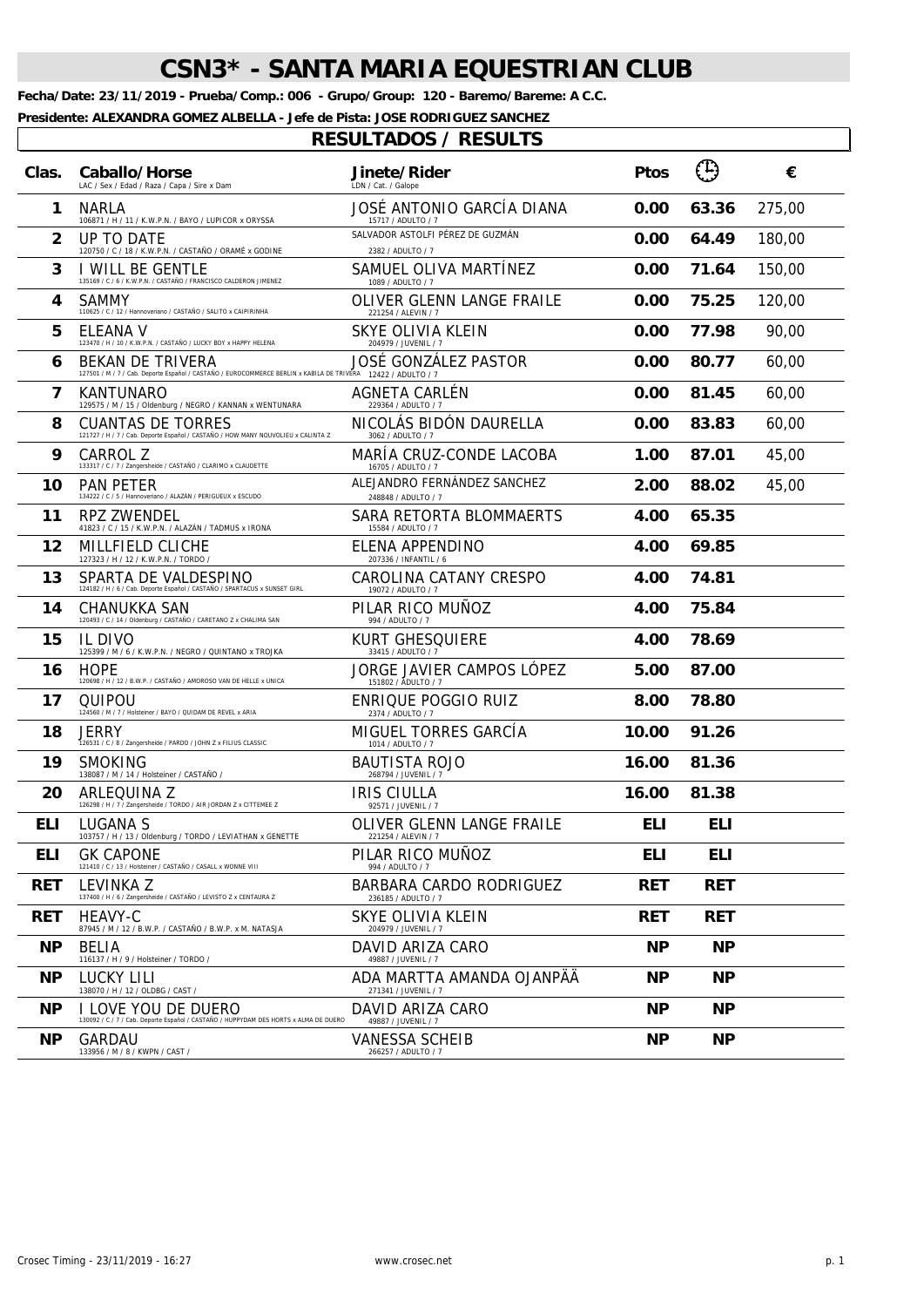# CSN3* - SANTA MARIA EQUESTRIAN CLUB

**Fecha/Date: 23/11/2019 - Prueba/Comp.: 006 - Grupo/Group: 120 - Baremo/Bareme: A C.C.**

**Presidente: ALEXANDRA GOMEZ ALBELLA - Jefe de Pista: JOSE RODRIGUEZ SANCHEZ**

## RESULTADOS / RESULTS

| Clas. | Caballo/Horse<br>LAC / Sex / Edad / Raza / Capa / Sire x Dam | Jinete/Rider<br>LDN / Cat. / Galope | Ptos | Tiempo | € |
|---|---|---|---|---|---|
| 1 | NARLA<br>106871 / H / 11 / K.W.P.N. / BAYO / LUPICOR x ORYSSA | JOSÉ ANTONIO GARCÍA DIANA<br>15717 / ADULTO / 7 | 0.00 | 63.36 | 275,00 |
| 2 | UP TO DATE<br>120750 / C / 18 / K.W.P.N. / CASTAÑO / ORAMÉ x GODINE | SALVADOR ASTOLFI PÉREZ DE GUZMÁN<br>2382 / ADULTO / 7 | 0.00 | 64.49 | 180,00 |
| 3 | I WILL BE GENTLE<br>135169 / C / 6 / K.W.P.N. / CASTAÑO / FRANCISCO CALDERON JIMENEZ | SAMUEL OLIVA MARTÍNEZ<br>1089 / ADULTO / 7 | 0.00 | 71.64 | 150,00 |
| 4 | SAMMY<br>110625 / C / 12 / Hannoveriano / CASTAÑO / SALITO x CAIPIRINHA | OLIVER GLENN LANGE FRAILE<br>221254 / ALEVIN / 7 | 0.00 | 75.25 | 120,00 |
| 5 | ELEANA V<br>123470 / H / 10 / K.W.P.N. / CASTAÑO / LUCKY BOY x HAPPY HELENA | SKYE OLIVIA KLEIN<br>204979 / JUVENIL / 7 | 0.00 | 77.98 | 90,00 |
| 6 | BEKAN DE TRIVERA<br>127501 / M / 7 / Cab. Deporte Español / CASTAÑO / EUROCOMMERCE BERLIN x KABILA DE TRIVERA | JOSÉ GONZÁLEZ PASTOR<br>12422 / ADULTO / 7 | 0.00 | 80.77 | 60,00 |
| 7 | KANTUNARO<br>129575 / M / 15 / Oldenburg / NEGRO / KANNAN x WENTUNARA | AGNETA CARLÉN<br>229364 / ADULTO / 7 | 0.00 | 81.45 | 60,00 |
| 8 | CUANTAS DE TORRES<br>121727 / H / 7 / Cab. Deporte Español / CASTAÑO / HOW MANY NOUVOLIEU x CALINTA Z | NICOLÁS BIDÓN DAURELLA<br>3062 / ADULTO / 7 | 0.00 | 83.83 | 60,00 |
| 9 | CARROL Z<br>133317 / C / 7 / Zangersheide / CASTAÑO / CLARIMO x CLAUDETTE | MARÍA CRUZ-CONDE LACOBA<br>16705 / ADULTO / 7 | 1.00 | 87.01 | 45,00 |
| 10 | PAN PETER<br>134222 / C / 5 / Hannoveriano / ALAZÁN / PERIGUEUX x ESCUDO | ALEJANDRO FERNÁNDEZ SANCHEZ<br>248848 / ADULTO / 7 | 2.00 | 88.02 | 45,00 |
| 11 | RPZ ZWENDEL<br>41823 / C / 15 / K.W.P.N. / ALAZÁN / TADMUS x IRONA | SARA RETORTA BLOMMAERTS<br>15584 / ADULTO / 7 | 4.00 | 65.35 | |
| 12 | MILLFIELD CLICHE<br>127323 / H / 12 / K.W.P.N. / TORDO / | ELENA APPENDINO<br>207336 / INFANTIL / 6 | 4.00 | 69.85 | |
| 13 | SPARTA DE VALDESPINO<br>124182 / H / 6 / Cab. Deporte Español / CASTAÑO / SPARTACUS x SUNSET GIRL | CAROLINA CATANY CRESPO<br>19072 / ADULTO / 7 | 4.00 | 74.81 | |
| 14 | CHANUKKA SAN<br>120493 / C / 14 / Oldenburg / CASTAÑO / CARETANO Z x CHALIMA SAN | PILAR RICO MUÑOZ<br>994 / ADULTO / 7 | 4.00 | 75.84 | |
| 15 | IL DIVO<br>125399 / M / 6 / K.W.P.N. / NEGRO / QUINTANO x TROJKA | KURT GHESQUIERE<br>33415 / ADULTO / 7 | 4.00 | 78.69 | |
| 16 | HOPE<br>120698 / H / 12 / B.W.P. / CASTAÑO / AMOROSO VAN DE HELLE x UNICA | JORGE JAVIER CAMPOS LÓPEZ<br>151802 / ADULTO / 7 | 5.00 | 87.00 | |
| 17 | QUIPOU<br>124560 / M / 7 / Holsteiner / BAYO / QUIDAM DE REVEL x ARIA | ENRIQUE POGGIO RUIZ<br>2374 / ADULTO / 7 | 8.00 | 78.80 | |
| 18 | JERRY<br>126531 / C / 8 / Zangersheide / PARDO / JOHN Z x FILIUS CLASSIC | MIGUEL TORRES GARCÍA<br>1014 / ADULTO / 7 | 10.00 | 91.26 | |
| 19 | SMOKING<br>138087 / M / 14 / Holsteiner / CASTAÑO / | BAUTISTA ROJO<br>268794 / JUVENIL / 7 | 16.00 | 81.36 | |
| 20 | ARLEQUINA Z<br>126298 / H / 7 / Zangersheide / TORDO / AIR JORDAN Z x CITTEMEE Z | IRIS CIULLA<br>92571 / JUVENIL / 7 | 16.00 | 81.38 | |
| ELI | LUGANA S<br>103757 / H / 13 / Oldenburg / TORDO / LEVIATHAN x GENETTE | OLIVER GLENN LANGE FRAILE<br>221254 / ALEVIN / 7 | ELI | ELI | |
| ELI | GK CAPONE<br>121410 / C / 13 / Holsteiner / CASTAÑO / CASALL x WONNE VIII | PILAR RICO MUÑOZ<br>994 / ADULTO / 7 | ELI | ELI | |
| RET | LEVINKA Z<br>137400 / H / 6 / Zangersheide / CASTAÑO / LEVISTO Z x CENTAURA Z | BARBARA CARDO RODRIGUEZ<br>236185 / ADULTO / 7 | RET | RET | |
| RET | HEAVY-C<br>87945 / M / 12 / B.W.P. / CASTAÑO / B.W.P. x M. NATASJA | SKYE OLIVIA KLEIN<br>204979 / JUVENIL / 7 | RET | RET | |
| NP | BELIA<br>116137 / H / 9 / Holsteiner / TORDO / | DAVID ARIZA CARO<br>49887 / JUVENIL / 7 | NP | NP | |
| NP | LUCKY LILI<br>138070 / H / 12 / OLDBG / CAST / | ADA MARTTA AMANDA OJANPÄÄ<br>271341 / JUVENIL / 7 | NP | NP | |
| NP | I LOVE YOU DE DUERO<br>130092 / C / 7 / Cab. Deporte Español / CASTAÑO / HUPPYDAM DES HORTS x ALMA DE DUERO | DAVID ARIZA CARO<br>49887 / JUVENIL / 7 | NP | NP | |
| NP | GARDAU<br>133956 / M / 8 / KWPN / CAST / | VANESSA SCHEIB<br>266257 / ADULTO / 7 | NP | NP | |

Crosec Timing - 23/11/2019 - 16:27 www.crosec.net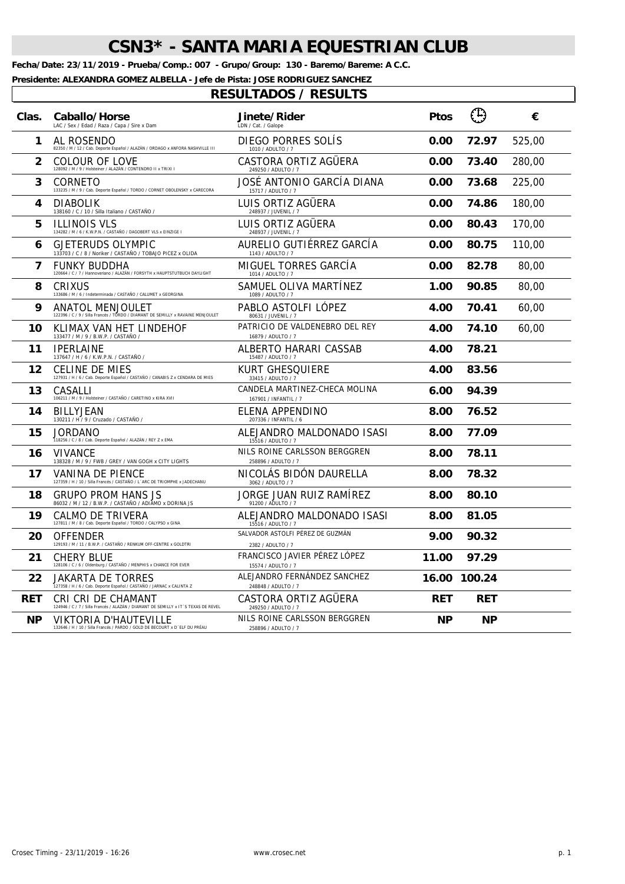# CSN3* - SANTA MARIA EQUESTRIAN CLUB

**Fecha/Date: 23/11/2019 - Prueba/Comp.: 007 - Grupo/Group: 130 - Baremo/Bareme: A C.C.**

**Presidente: ALEXANDRA GOMEZ ALBELLA - Jefe de Pista: JOSE RODRIGUEZ SANCHEZ**

## RESULTADOS / RESULTS

| Clas. | Caballo/Horse<br>LAC / Sex / Edad / Raza / Capa / Sire x Dam | Jinete/Rider<br>LDN / Cat. / Galope | Ptos | ⏱ | € |
|---|---|---|---|---|---|
| 1 | AL ROSENDO<br>82350 / M / 12 / Cab. Deporte Español / ALAZÁN / ORDAGO x ANFORA NASHVILLE III | DIEGO PORRES SOLÍS<br>1010 / ADULTO / 7 | 0.00 | 72.97 | 525,00 |
| 2 | COLOUR OF LOVE<br>128092 / M / 9 / Holsteiner / ALAZÁN / CONTENDRO II x TRIXI I | CASTORA ORTIZ AGÜERA<br>249250 / ADULTO / 7 | 0.00 | 73.40 | 280,00 |
| 3 | CORNETO<br>133235 / M / 9 / Cab. Deporte Español / TORDO / CORNET OBOLENSKY x CARECORA | JOSÉ ANTONIO GARCÍA DIANA<br>15717 / ADULTO / 7 | 0.00 | 73.68 | 225,00 |
| 4 | DIABOLIK<br>138160 / C / 10 / Silla Italiano / CASTAÑO / | LUIS ORTIZ AGÜERA<br>248937 / JUVENIL / 7 | 0.00 | 74.86 | 180,00 |
| 5 | ILLINOIS VLS<br>134282 / M / 6 / K.W.P.N. / CASTAÑO / DAGOBERT VLS x EINZIGE I | LUIS ORTIZ AGÜERA<br>248937 / JUVENIL / 7 | 0.00 | 80.43 | 170,00 |
| 6 | GJETERUDS OLYMPIC<br>133703 / C / 8 / Noriker / CASTAÑO / TOBAJO PICEZ x OLIDA | AURELIO GUTIÉRREZ GARCÍA<br>1143 / ADULTO / 7 | 0.00 | 80.75 | 110,00 |
| 7 | FUNKY BUDDHA<br>120664 / C / 7 / Hannoveriano / ALAZÁN / FORSYTH x HAUPTSTUTBUCH DAYLIGHT | MIGUEL TORRES GARCÍA<br>1014 / ADULTO / 7 | 0.00 | 82.78 | 80,00 |
| 8 | CRIXUS<br>133686 / M / 6 / Indeterminada / CASTAÑO / CALUMET x GEORGINA | SAMUEL OLIVA MARTÍNEZ<br>1089 / ADULTO / 7 | 1.00 | 90.85 | 80,00 |
| 9 | ANATOL MENJOULET<br>122396 / C / 9 / Silla Francés / TORDO / DIAMANT DE SEMILLY x RAVAINE MENJOULET | PABLO ASTOLFI LÓPEZ<br>80631 / JUVENIL / 7 | 4.00 | 70.41 | 60,00 |
| 10 | KLIMAX VAN HET LINDEHOF<br>133477 / M / 9 / B.W.P. / CASTAÑO / | PATRICIO DE VALDENEBRO DEL REY<br>16879 / ADULTO / 7 | 4.00 | 74.10 | 60,00 |
| 11 | IPERLAINE<br>137647 / H / 6 / K.W.P.N. / CASTAÑO / | ALBERTO HARARI CASSAB<br>15487 / ADULTO / 7 | 4.00 | 78.21 | |
| 12 | CELINE DE MIES<br>127931 / H / 6 / Cab. Deporte Español / CASTAÑO / CANABIS Z x CENDARA DE MIES | KURT GHESQUIERE<br>33415 / ADULTO / 7 | 4.00 | 83.56 | |
| 13 | CASALLI<br>106211 / M / 9 / Holsteiner / CASTAÑO / CARETINO x KIRA XVII | CANDELA MARTINEZ-CHECA MOLINA<br>167901 / INFANTIL / 7 | 6.00 | 94.39 | |
| 14 | BILLYJEAN<br>130211 / H / 9 / Cruzado / CASTAÑO / | ELENA APPENDINO<br>207336 / INFANTIL / 6 | 8.00 | 76.52 | |
| 15 | JORDANO<br>118256 / C / 8 / Cab. Deporte Español / ALAZÁN / REY Z x EMA | ALEJANDRO MALDONADO ISASI<br>15516 / ADULTO / 7 | 8.00 | 77.09 | |
| 16 | VIVANCE<br>138328 / M / 9 / FWB / GREY / VAN GOGH x CITY LIGHTS | NILS ROINE CARLSSON BERGGREN<br>258896 / ADULTO / 7 | 8.00 | 78.11 | |
| 17 | VANINA DE PIENCE<br>127359 / H / 10 / Silla Francés / CASTAÑO / L´ARC DE TRIOMPHE x JADECHANU | NICOLÁS BIDÓN DAURELLA<br>3062 / ADULTO / 7 | 8.00 | 78.32 | |
| 18 | GRUPO PROM HANS JS<br>86032 / M / 12 / B.W.P. / CASTAÑO / ADIAMO x DORINA JS | JORGE JUAN RUIZ RAMÍREZ<br>91200 / ADULTO / 7 | 8.00 | 80.10 | |
| 19 | CALMO DE TRIVERA<br>127811 / M / 8 / Cab. Deporte Español / TORDO / CALYPSO x GINA | ALEJANDRO MALDONADO ISASI<br>15516 / ADULTO / 7 | 8.00 | 81.05 | |
| 20 | OFFENDER<br>129193 / M / 11 / B.W.P. / CASTAÑO / RENKUM OFF-CENTRE x GOLDTRI | SALVADOR ASTOLFI PÉREZ DE GUZMÁN<br>2382 / ADULTO / 7 | 9.00 | 90.32 | |
| 21 | CHERY BLUE<br>128106 / C / 6 / Oldenburg / CASTAÑO / MENPHIS x CHANCE FOR EVER | FRANCISCO JAVIER PÉREZ LÓPEZ<br>15574 / ADULTO / 7 | 11.00 | 97.29 | |
| 22 | JAKARTA DE TORRES<br>127358 / H / 6 / Cab. Deporte Español / CASTAÑO / JARNAC x CALINTA Z | ALEJANDRO FERNÁNDEZ SANCHEZ<br>248848 / ADULTO / 7 | 16.00 | 100.24 | |
| RET | CRI CRI DE CHAMANT<br>124946 / C / 7 / Silla Francés / ALAZÁN / DIAMANT DE SEMILLY x IT´S TEXAS DE REVEL | CASTORA ORTIZ AGÜERA<br>249250 / ADULTO / 7 | RET | RET | |
| NP | VIKTORIA D'HAUTEVILLE<br>132646 / H / 10 / Silla Francés / PARDO / GOLD DE BECOURT x D´ELF DU PRÉAU | NILS ROINE CARLSSON BERGGREN<br>258896 / ADULTO / 7 | NP | NP | |

Crosec Timing - 23/11/2019 - 16:26 www.crosec.net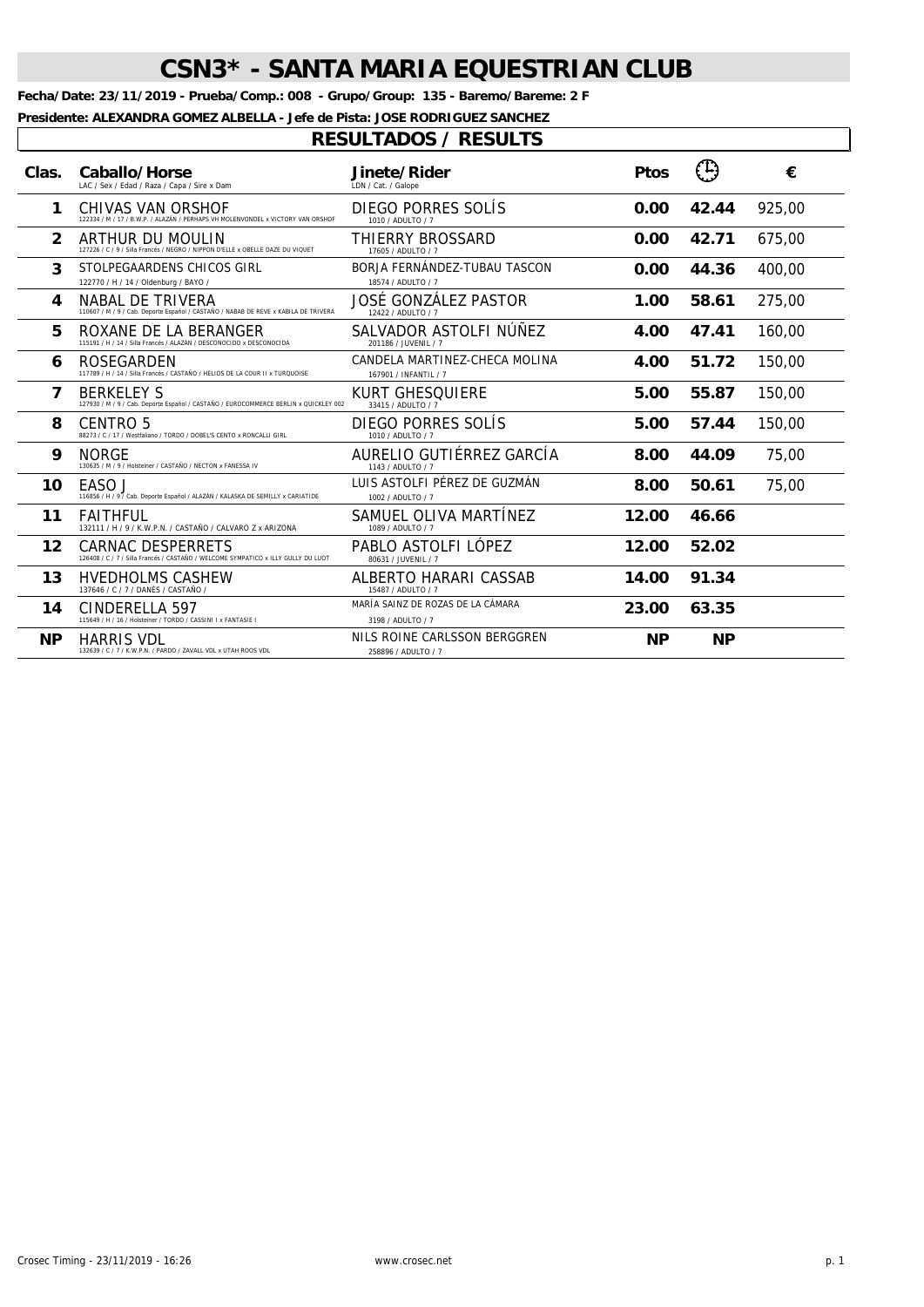# CSN3* - SANTA MARIA EQUESTRIAN CLUB

**Fecha/Date: 23/11/2019 - Prueba/Comp.: 008 - Grupo/Group: 135 - Baremo/Bareme: 2 F**

**Presidente: ALEXANDRA GOMEZ ALBELLA - Jefe de Pista: JOSE RODRIGUEZ SANCHEZ**

## RESULTADOS / RESULTS

| Clas. | Caballo/Horse<br>LAC / Sex / Edad / Raza / Capa / Sire x Dam | Jinete/Rider<br>LDN / Cat. / Galope | Ptos | ⏱ | € |
|---|---|---|---|---|---|
| 1 | CHIVAS VAN ORSHOF<br>122334 / M / 17 / B.W.P. / ALAZÁN / PERHAPS VH MOLENVONDEL x VICTORY VAN ORSHOF | DIEGO PORRES SOLÍS<br>1010 / ADULTO / 7 | 0.00 | 42.44 | 925,00 |
| 2 | ARTHUR DU MOULIN<br>127226 / C / 9 / Silla Francés / NEGRO / NIPPON D'ELLE x OBELLE DAZE DU VIQUET | THIERRY BROSSARD<br>17605 / ADULTO / 7 | 0.00 | 42.71 | 675,00 |
| 3 | STOLPEGAARDENS CHICOS GIRL<br>122770 / H / 14 / Oldenburg / BAYO / | BORJA FERNÁNDEZ-TUBAU TASCON<br>18574 / ADULTO / 7 | 0.00 | 44.36 | 400,00 |
| 4 | NABAL DE TRIVERA<br>110607 / M / 9 / Cab. Deporte Español / CASTAÑO / NABAB DE REVE x KABILA DE TRIVERA | JOSÉ GONZÁLEZ PASTOR<br>12422 / ADULTO / 7 | 1.00 | 58.61 | 275,00 |
| 5 | ROXANE DE LA BERANGER<br>115191 / H / 14 / Silla Francés / ALAZÁN / DESCONOCIDO x DESCONOCIDA | SALVADOR ASTOLFI NÚÑEZ<br>201186 / JUVENIL / 7 | 4.00 | 47.41 | 160,00 |
| 6 | ROSEGARDEN<br>117789 / H / 14 / Silla Francés / CASTAÑO / HELIOS DE LA COUR II x TURQUOISE | CANDELA MARTINEZ-CHECA MOLINA<br>167901 / INFANTIL / 7 | 4.00 | 51.72 | 150,00 |
| 7 | BERKELEY S<br>127930 / M / 9 / Cab. Deporte Español / CASTAÑO / EUROCOMMERCE BERLIN x QUICKLEY 002 | KURT GHESQUIERE<br>33415 / ADULTO / 7 | 5.00 | 55.87 | 150,00 |
| 8 | CENTRO 5<br>88273 / C / 17 / Westfaliano / TORDO / DOBEL'S CENTO x RONCALLI GIRL | DIEGO PORRES SOLÍS<br>1010 / ADULTO / 7 | 5.00 | 57.44 | 150,00 |
| 9 | NORGE<br>130635 / M / 9 / Holsteiner / CASTAÑO / NECTON x FANESSA IV | AURELIO GUTIÉRREZ GARCÍA<br>1143 / ADULTO / 7 | 8.00 | 44.09 | 75,00 |
| 10 | EASO J<br>116856 / H / 9 / Cab. Deporte Español / ALAZÁN / KALASKA DE SEMILLY x CARIATIDE | LUIS ASTOLFI PÉREZ DE GUZMÁN<br>1002 / ADULTO / 7 | 8.00 | 50.61 | 75,00 |
| 11 | FAITHFUL<br>132111 / H / 9 / K.W.P.N. / CASTAÑO / CALVARO Z x ARIZONA | SAMUEL OLIVA MARTÍNEZ<br>1089 / ADULTO / 7 | 12.00 | 46.66 | |
| 12 | CARNAC DESPERRETS<br>126408 / C / 7 / Silla Francés / CASTAÑO / WELCOME SYMPATICO x ILLY GULLY DU LUOT | PABLO ASTOLFI LÓPEZ<br>80631 / JUVENIL / 7 | 12.00 | 52.02 | |
| 13 | HVEDHOLMS CASHEW<br>137646 / C / 7 / DANÉS / CASTAÑO / | ALBERTO HARARI CASSAB<br>15487 / ADULTO / 7 | 14.00 | 91.34 | |
| 14 | CINDERELLA 597<br>115649 / H / 16 / Holsteiner / TORDO / CASSINI I x FANTASIE I | MARÍA SAINZ DE ROZAS DE LA CÁMARA<br>3198 / ADULTO / 7 | 23.00 | 63.35 | |
| NP | HARRIS VDL<br>132639 / C / 7 / K.W.P.N. / PARDO / ZAVALL VDL x UTAH ROOS VDL | NILS ROINE CARLSSON BERGGREN<br>258896 / ADULTO / 7 | NP | NP | |

Crosec Timing - 23/11/2019 - 16:26 www.crosec.net